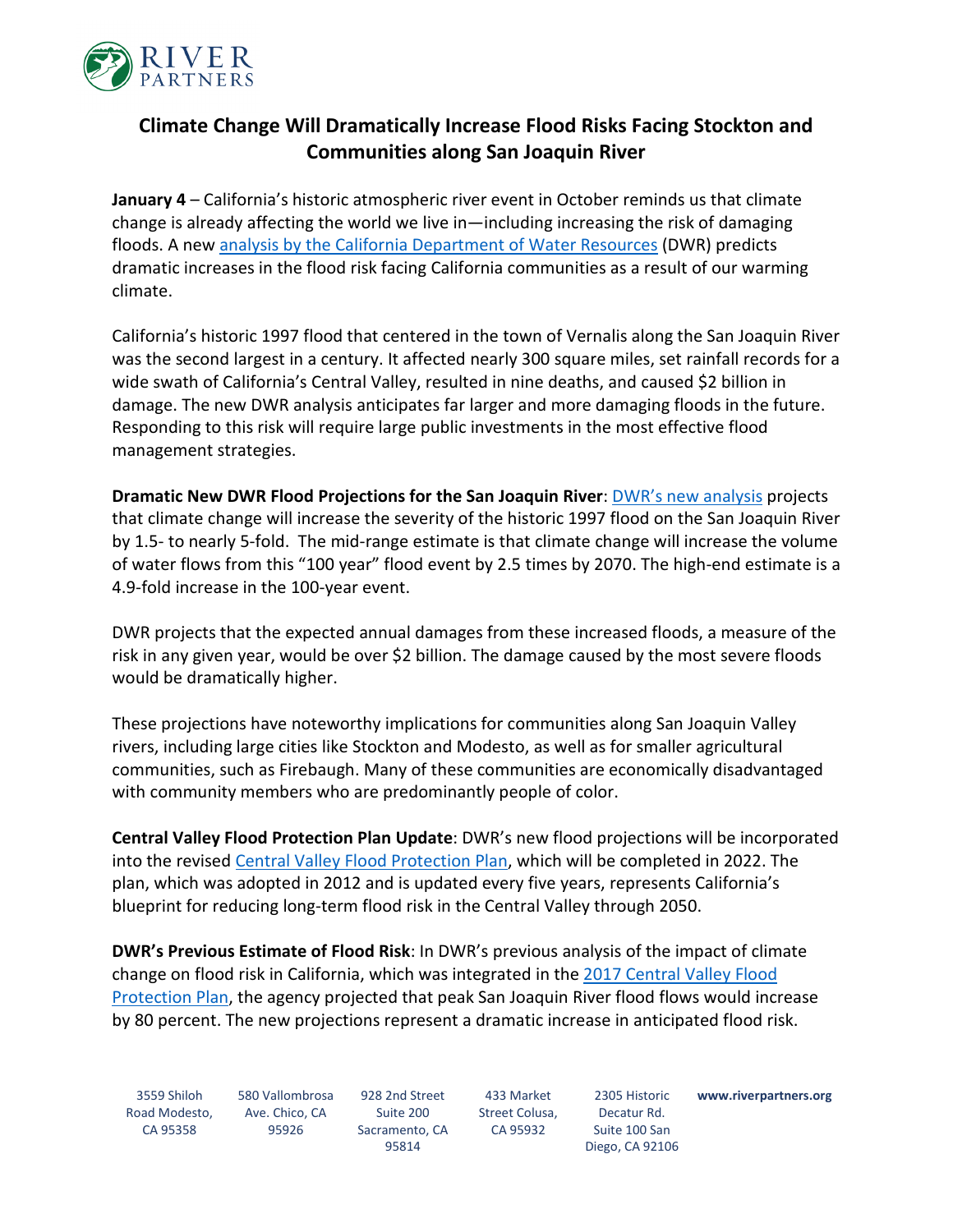# Climate Change Will Dramatically Increase Flood Risks Facing Stockton and Communities along San Joaquin River

**January 4** – California's historic atmospheric river event in October reminds us that climate change is already affecting the world we live in—including increasing the risk of damaging floods. A new analysis by the California Department of Water Resources (DWR) predicts dramatic increases in the flood risk facing California communities as a result of our warming climate.

California's historic 1997 flood that centered in the town of Vernalis along the San Joaquin River was the second largest in a century. It affected nearly 300 square miles, set rainfall records for a wide swath of California's Central Valley, resulted in nine deaths, and caused $2 billion in damage. The new DWR analysis anticipates far larger and more damaging floods in the future. Responding to this risk will require large public investments in the most effective flood management strategies.

**Dramatic New DWR Flood Projections for the San Joaquin River**: DWR's new analysis projects that climate change will increase the severity of the historic 1997 flood on the San Joaquin River by 1.5- to nearly 5-fold. The mid-range estimate is that climate change will increase the volume of water flows from this "100 year" flood event by 2.5 times by 2070. The high-end estimate is a 4.9-fold increase in the 100-year event.

DWR projects that the expected annual damages from these increased floods, a measure of the risk in any given year, would be over $2 billion. The damage caused by the most severe floods would be dramatically higher.

These projections have noteworthy implications for communities along San Joaquin Valley rivers, including large cities like Stockton and Modesto, as well as for smaller agricultural communities, such as Firebaugh. Many of these communities are economically disadvantaged with community members who are predominantly people of color.

**Central Valley Flood Protection Plan Update**: DWR's new flood projections will be incorporated into the revised Central Valley Flood Protection Plan, which will be completed in 2022. The plan, which was adopted in 2012 and is updated every five years, represents California's blueprint for reducing long-term flood risk in the Central Valley through 2050.

**DWR's Previous Estimate of Flood Risk**: In DWR's previous analysis of the impact of climate change on flood risk in California, which was integrated in the 2017 Central Valley Flood Protection Plan, the agency projected that peak San Joaquin River flood flows would increase by 80 percent. The new projections represent a dramatic increase in anticipated flood risk.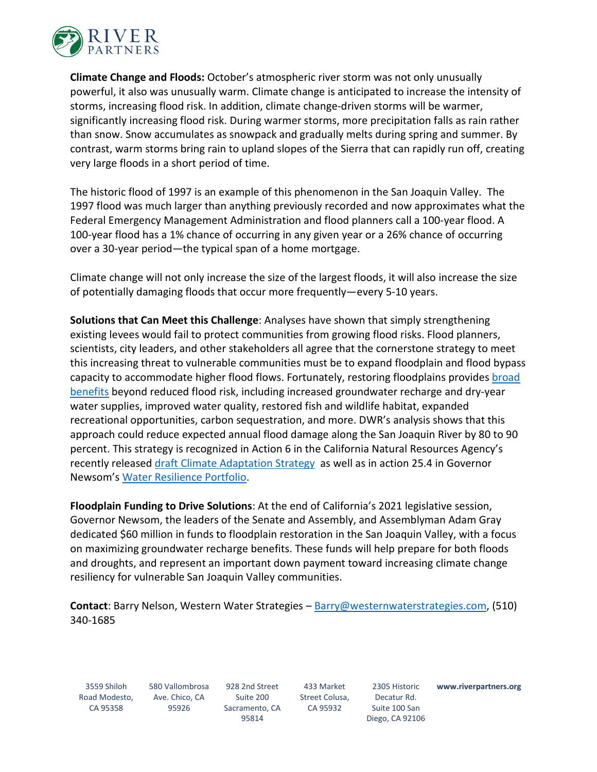**Climate Change and Floods:** October's atmospheric river storm was not only unusually powerful, it also was unusually warm. Climate change is anticipated to increase the intensity of storms, increasing flood risk. In addition, climate change-driven storms will be warmer, significantly increasing flood risk. During warmer storms, more precipitation falls as rain rather than snow. Snow accumulates as snowpack and gradually melts during spring and summer. By contrast, warm storms bring rain to upland slopes of the Sierra that can rapidly run off, creating very large floods in a short period of time.

The historic flood of 1997 is an example of this phenomenon in the San Joaquin Valley. The 1997 flood was much larger than anything previously recorded and now approximates what the Federal Emergency Management Administration and flood planners call a 100-year flood. A 100-year flood has a 1% chance of occurring in any given year or a 26% chance of occurring over a 30-year period—the typical span of a home mortgage.

Climate change will not only increase the size of the largest floods, it will also increase the size of potentially damaging floods that occur more frequently—every 5-10 years.

**Solutions that Can Meet this Challenge**: Analyses have shown that simply strengthening existing levees would fail to protect communities from growing flood risks. Flood planners, scientists, city leaders, and other stakeholders all agree that the cornerstone strategy to meet this increasing threat to vulnerable communities must be to expand floodplain and flood bypass capacity to accommodate higher flood flows. Fortunately, restoring floodplains provides broad benefits beyond reduced flood risk, including increased groundwater recharge and dry-year water supplies, improved water quality, restored fish and wildlife habitat, expanded recreational opportunities, carbon sequestration, and more. DWR's analysis shows that this approach could reduce expected annual flood damage along the San Joaquin River by 80 to 90 percent. This strategy is recognized in Action 6 in the California Natural Resources Agency's recently released draft Climate Adaptation Strategy as well as in action 25.4 in Governor Newsom's Water Resilience Portfolio.

**Floodplain Funding to Drive Solutions**: At the end of California's 2021 legislative session, Governor Newsom, the leaders of the Senate and Assembly, and Assemblyman Adam Gray dedicated $60 million in funds to floodplain restoration in the San Joaquin Valley, with a focus on maximizing groundwater recharge benefits. These funds will help prepare for both floods and droughts, and represent an important down payment toward increasing climate change resiliency for vulnerable San Joaquin Valley communities.

**Contact**: Barry Nelson, Western Water Strategies – Barry@westernwaterstrategies.com, (510) 340-1685